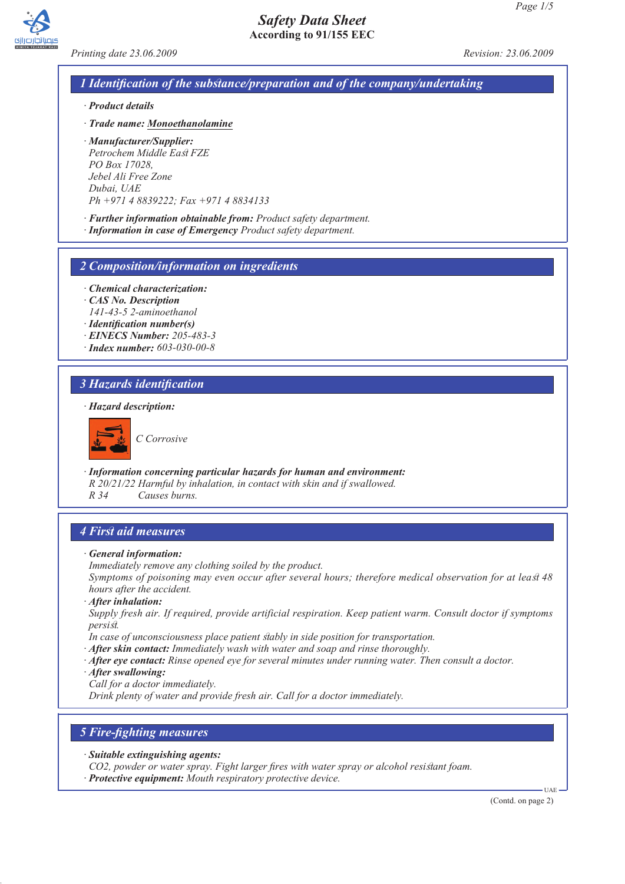# Safety Data Sheet
**According to 91/155 EEC**

*Printing date 23.06.2009* *Revision: 23.06.2009*

## 1 Identification of the substance/preparation and of the company/undertaking

· **Product details**

· **Trade name: Monoethanolamine**

· **Manufacturer/Supplier:**
Petrochem Middle East FZE
PO Box 17028,
Jebel Ali Free Zone
Dubai, UAE
Ph +971 4 8839222; Fax +971 4 8834133

· **Further information obtainable from:** Product safety department.
· **Information in case of Emergency** Product safety department.

## 2 Composition/information on ingredients

· **Chemical characterization:**
· **CAS No. Description**
141-43-5 2-aminoethanol
· **Identification number(s)**
· **EINECS Number:** 205-483-3
· **Index number:** 603-030-00-8

## 3 Hazards identification

· **Hazard description:**

C Corrosive

· **Information concerning particular hazards for human and environment:**
R 20/21/22 Harmful by inhalation, in contact with skin and if swallowed.
R 34 Causes burns.

## 4 First aid measures

· **General information:**
Immediately remove any clothing soiled by the product.
Symptoms of poisoning may even occur after several hours; therefore medical observation for at least 48 hours after the accident.
· **After inhalation:**
Supply fresh air. If required, provide artificial respiration. Keep patient warm. Consult doctor if symptoms persist.
In case of unconsciousness place patient stably in side position for transportation.
· **After skin contact:** Immediately wash with water and soap and rinse thoroughly.
· **After eye contact:** Rinse opened eye for several minutes under running water. Then consult a doctor.
· **After swallowing:**
Call for a doctor immediately.
Drink plenty of water and provide fresh air. Call for a doctor immediately.

## 5 Fire-fighting measures

· **Suitable extinguishing agents:**
$CO_2$, powder or water spray. Fight larger fires with water spray or alcohol resistant foam.
· **Protective equipment:** Mouth respiratory protective device.

(Contd. on page 2)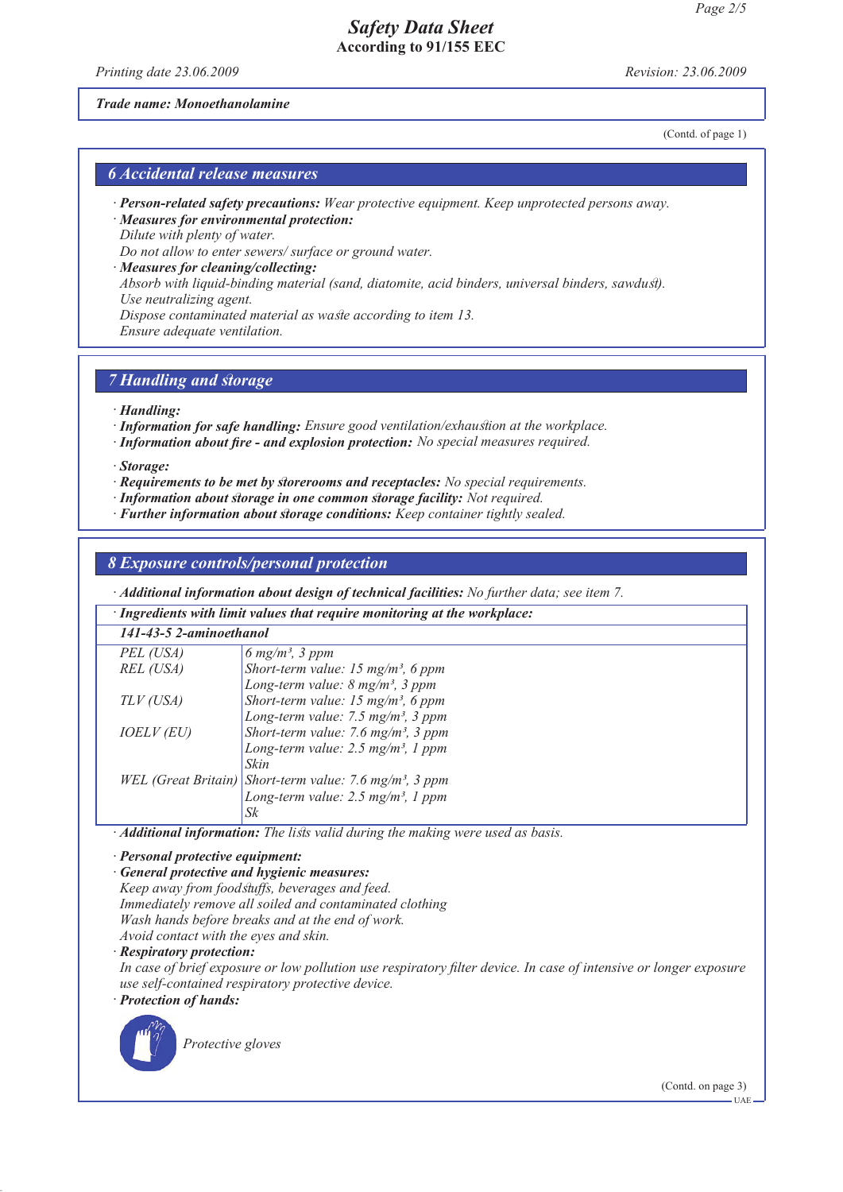Trade name: Monoethanolamine

(Contd. of page 1)

## 6 Accidental release measures

- **Person-related safety precautions:** Wear protective equipment. Keep unprotected persons away.
- **Measures for environmental protection:**
  Dilute with plenty of water.
  Do not allow to enter sewers/ surface or ground water.
- **Measures for cleaning/collecting:**
  Absorb with liquid-binding material (sand, diatomite, acid binders, universal binders, sawdust).
  Use neutralizing agent.
  Dispose contaminated material as waste according to item 13.
  Ensure adequate ventilation.

## 7 Handling and storage

- **Handling:**
- **Information for safe handling:** Ensure good ventilation/exhaustion at the workplace.
- **Information about fire - and explosion protection:** No special measures required.

- **Storage:**
- **Requirements to be met by storerooms and receptacles:** No special requirements.
- **Information about storage in one common storage facility:** Not required.
- **Further information about storage conditions:** Keep container tightly sealed.

## 8 Exposure controls/personal protection

- **Additional information about design of technical facilities:** No further data; see item 7.

**Ingredients with limit values that require monitoring at the workplace:**

| 141-43-5 2-aminoethanol | |
|---|---|
| PEL (USA) | 6 mg/m³, 3 ppm |
| REL (USA) | Short-term value: 15 mg/m³, 6 ppm<br>Long-term value: 8 mg/m³, 3 ppm |
| TLV (USA) | Short-term value: 15 mg/m³, 6 ppm<br>Long-term value: 7.5 mg/m³, 3 ppm |
| IOELV (EU) | Short-term value: 7.6 mg/m³, 3 ppm<br>Long-term value: 2.5 mg/m³, 1 ppm<br>Skin |
| WEL (Great Britain) | Short-term value: 7.6 mg/m³, 3 ppm<br>Long-term value: 2.5 mg/m³, 1 ppm<br>Sk |

- **Additional information:** The lists valid during the making were used as basis.

- **Personal protective equipment:**
- **General protective and hygienic measures:**
  Keep away from foodstuffs, beverages and feed.
  Immediately remove all soiled and contaminated clothing
  Wash hands before breaks and at the end of work.
  Avoid contact with the eyes and skin.
- **Respiratory protection:**
  In case of brief exposure or low pollution use respiratory filter device. In case of intensive or longer exposure use self-contained respiratory protective device.
- **Protection of hands:**

  Protective gloves

(Contd. on page 3)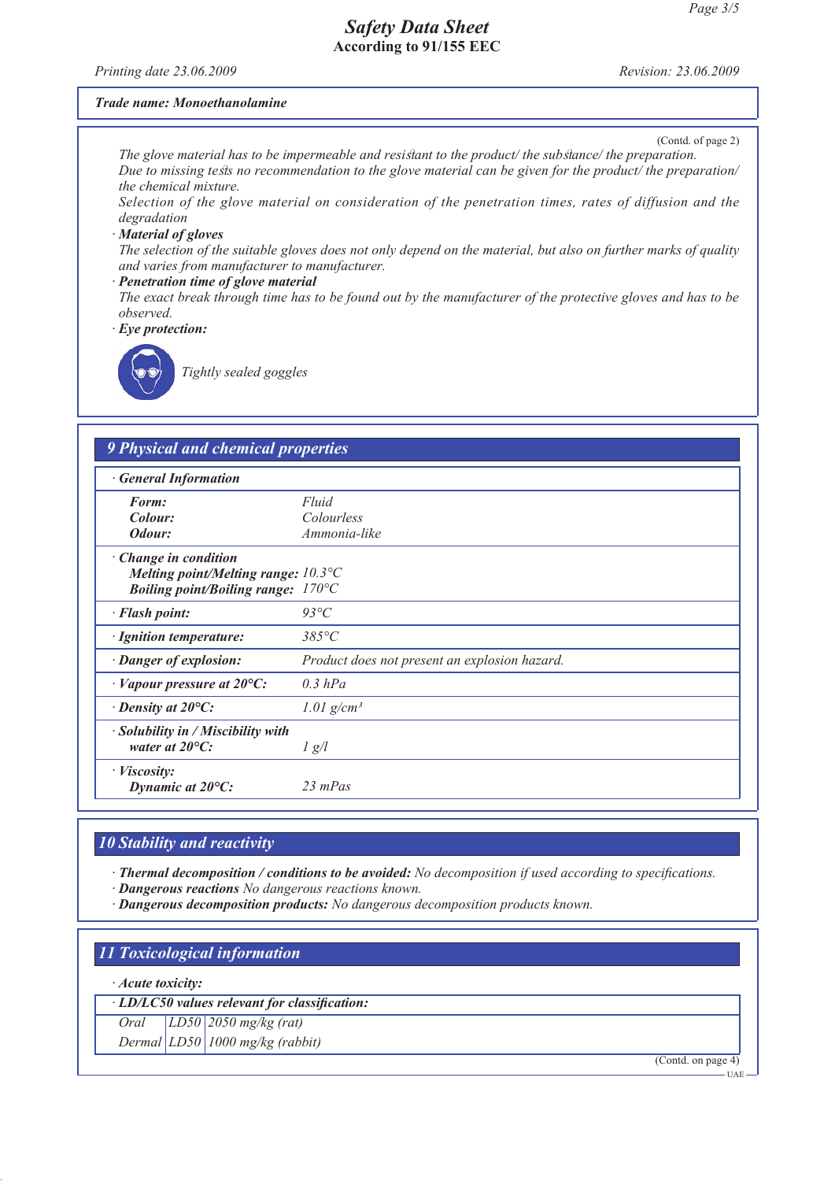(Contd. of page 2)

The glove material has to be impermeable and resistant to the product/ the substance/ the preparation.
Due to missing tests no recommendation to the glove material can be given for the product/ the preparation/ the chemical mixture.
Selection of the glove material on consideration of the penetration times, rates of diffusion and the degradation

· **Material of gloves**
The selection of the suitable gloves does not only depend on the material, but also on further marks of quality and varies from manufacturer to manufacturer.

· **Penetration time of glove material**
The exact break through time has to be found out by the manufacturer of the protective gloves and has to be observed.

· **Eye protection:**

Tightly sealed goggles

## 9 Physical and chemical properties

| · **General Information** | |
|---|---|
| **Form:** | Fluid |
| **Colour:** | Colourless |
| **Odour:** | Ammonia-like |
| · **Change in condition** | |
| **Melting point/Melting range:** | 10.3°C |
| **Boiling point/Boiling range:** | 170°C |
| · **Flash point:** | 93°C |
| · **Ignition temperature:** | 385°C |
| · **Danger of explosion:** | Product does not present an explosion hazard. |
| · **Vapour pressure at 20°C:** | 0.3 hPa |
| · **Density at 20°C:** | 1.01 g/cm³ |
| · **Solubility in / Miscibility with water at 20°C:** | 1 g/l |
| · **Viscosity: Dynamic at 20°C:** | 23 mPas |

## 10 Stability and reactivity

· **Thermal decomposition / conditions to be avoided:** No decomposition if used according to specifications.
· **Dangerous reactions** No dangerous reactions known.
· **Dangerous decomposition products:** No dangerous decomposition products known.

## 11 Toxicological information

· **Acute toxicity:**

| · **LD/LC50 values relevant for classification:** | | |
|---|---|---|
| Oral | LD50 | 2050 mg/kg (rat) |
| Dermal | LD50 | 1000 mg/kg (rabbit) |

(Contd. on page 4)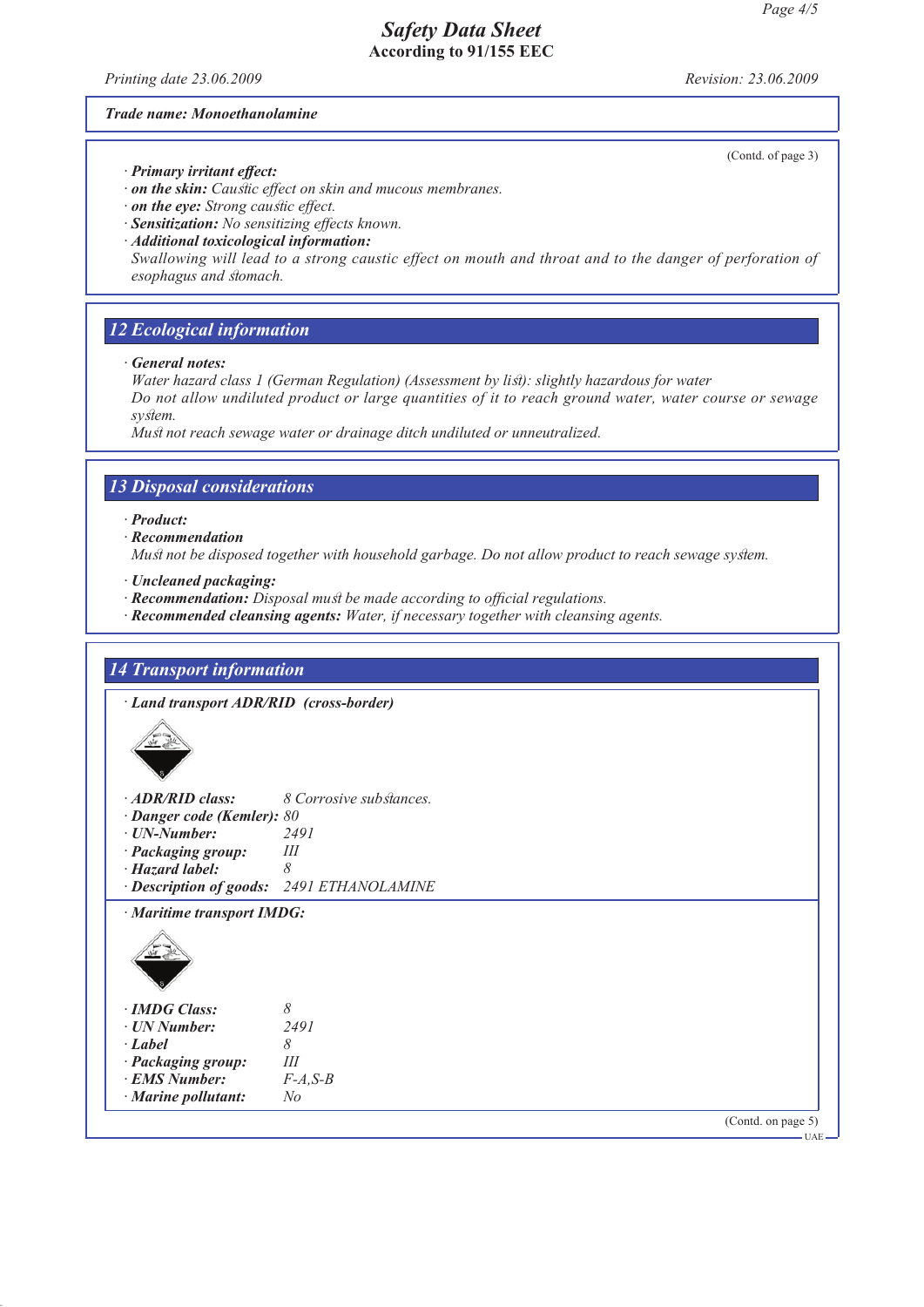**Trade name: Monoethanolamine**

(Contd. of page 3)

· **Primary irritant effect:**
· **on the skin:** Caustic effect on skin and mucous membranes.
· **on the eye:** Strong caustic effect.
· **Sensitization:** No sensitizing effects known.
· **Additional toxicological information:**
Swallowing will lead to a strong caustic effect on mouth and throat and to the danger of perforation of esophagus and stomach.

## 12 Ecological information

· **General notes:**
Water hazard class 1 (German Regulation) (Assessment by list): slightly hazardous for water
Do not allow undiluted product or large quantities of it to reach ground water, water course or sewage system.
Must not reach sewage water or drainage ditch undiluted or unneutralized.

## 13 Disposal considerations

· **Product:**
· **Recommendation**
Must not be disposed together with household garbage. Do not allow product to reach sewage system.

· **Uncleaned packaging:**
· **Recommendation:** Disposal must be made according to official regulations.
· **Recommended cleansing agents:** Water, if necessary together with cleansing agents.

## 14 Transport information

· **Land transport ADR/RID (cross-border)**

· **ADR/RID class:** 8 Corrosive substances.
· **Danger code (Kemler):** 80
· **UN-Number:** 2491
· **Packaging group:** III
· **Hazard label:** 8
· **Description of goods:** 2491 ETHANOLAMINE

· **Maritime transport IMDG:**

· **IMDG Class:** 8
· **UN Number:** 2491
· **Label** 8
· **Packaging group:** III
· **EMS Number:** F-A,S-B
· **Marine pollutant:** No

(Contd. on page 5)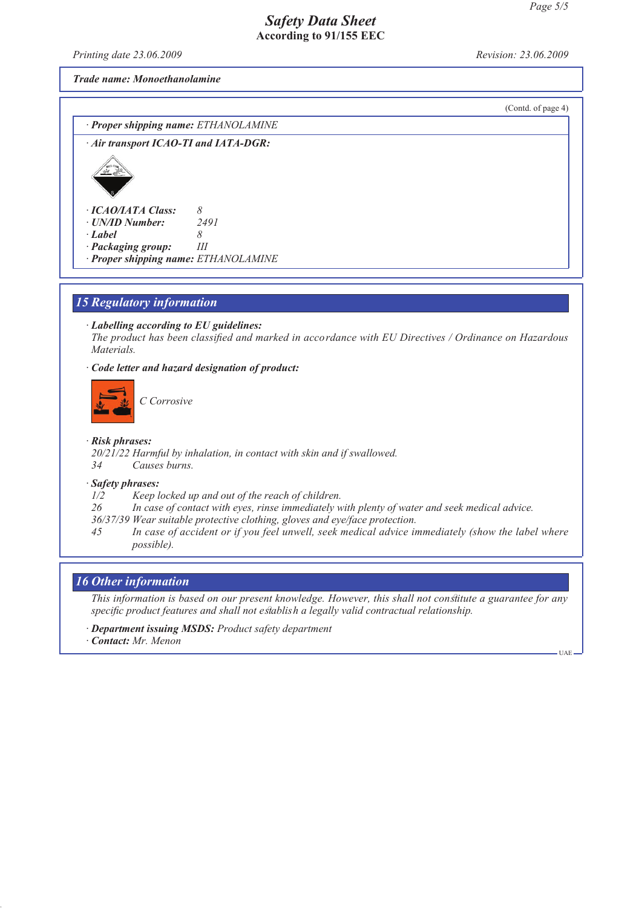Trade name: Monoethanolamine

(Contd. of page 4)

· **Proper shipping name:** ETHANOLAMINE

· **Air transport ICAO-TI and IATA-DGR:**

· **ICAO/IATA Class:** 8
· **UN/ID Number:** 2491
· **Label** 8
· **Packaging group:** III
· **Proper shipping name:** ETHANOLAMINE

## 15 Regulatory information

· **Labelling according to EU guidelines:**
The product has been classified and marked in accordance with EU Directives / Ordinance on Hazardous Materials.

· **Code letter and hazard designation of product:**

C Corrosive

· **Risk phrases:**
20/21/22 Harmful by inhalation, in contact with skin and if swallowed.
34 Causes burns.

· **Safety phrases:**
1/2 Keep locked up and out of the reach of children.
26 In case of contact with eyes, rinse immediately with plenty of water and seek medical advice.
36/37/39 Wear suitable protective clothing, gloves and eye/face protection.
45 In case of accident or if you feel unwell, seek medical advice immediately (show the label where possible).

## 16 Other information

This information is based on our present knowledge. However, this shall not constitute a guarantee for any specific product features and shall not establish a legally valid contractual relationship.

· **Department issuing MSDS:** Product safety department
· **Contact:** Mr. Menon

UAE